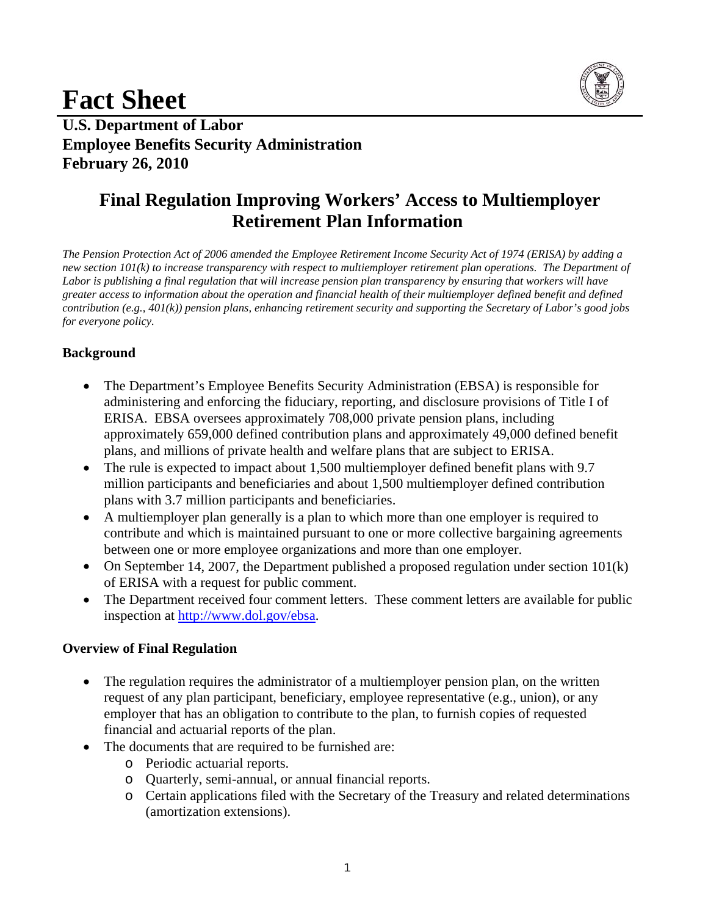# Fact Sheet

**U.S. Department of Labor**
**Employee Benefits Security Administration**
**February 26, 2010**

## Final Regulation Improving Workers' Access to Multiemployer Retirement Plan Information

*The Pension Protection Act of 2006 amended the Employee Retirement Income Security Act of 1974 (ERISA) by adding a new section 101(k) to increase transparency with respect to multiemployer retirement plan operations. The Department of Labor is publishing a final regulation that will increase pension plan transparency by ensuring that workers will have greater access to information about the operation and financial health of their multiemployer defined benefit and defined contribution (e.g., 401(k)) pension plans, enhancing retirement security and supporting the Secretary of Labor's good jobs for everyone policy.*

### Background

- The Department's Employee Benefits Security Administration (EBSA) is responsible for administering and enforcing the fiduciary, reporting, and disclosure provisions of Title I of ERISA. EBSA oversees approximately 708,000 private pension plans, including approximately 659,000 defined contribution plans and approximately 49,000 defined benefit plans, and millions of private health and welfare plans that are subject to ERISA.
- The rule is expected to impact about 1,500 multiemployer defined benefit plans with 9.7 million participants and beneficiaries and about 1,500 multiemployer defined contribution plans with 3.7 million participants and beneficiaries.
- A multiemployer plan generally is a plan to which more than one employer is required to contribute and which is maintained pursuant to one or more collective bargaining agreements between one or more employee organizations and more than one employer.
- On September 14, 2007, the Department published a proposed regulation under section 101(k) of ERISA with a request for public comment.
- The Department received four comment letters. These comment letters are available for public inspection at [http://www.dol.gov/ebsa](http://www.dol.gov/ebsa).

### Overview of Final Regulation

- The regulation requires the administrator of a multiemployer pension plan, on the written request of any plan participant, beneficiary, employee representative (e.g., union), or any employer that has an obligation to contribute to the plan, to furnish copies of requested financial and actuarial reports of the plan.
- The documents that are required to be furnished are:
  - Periodic actuarial reports.
  - Quarterly, semi-annual, or annual financial reports.
  - Certain applications filed with the Secretary of the Treasury and related determinations (amortization extensions).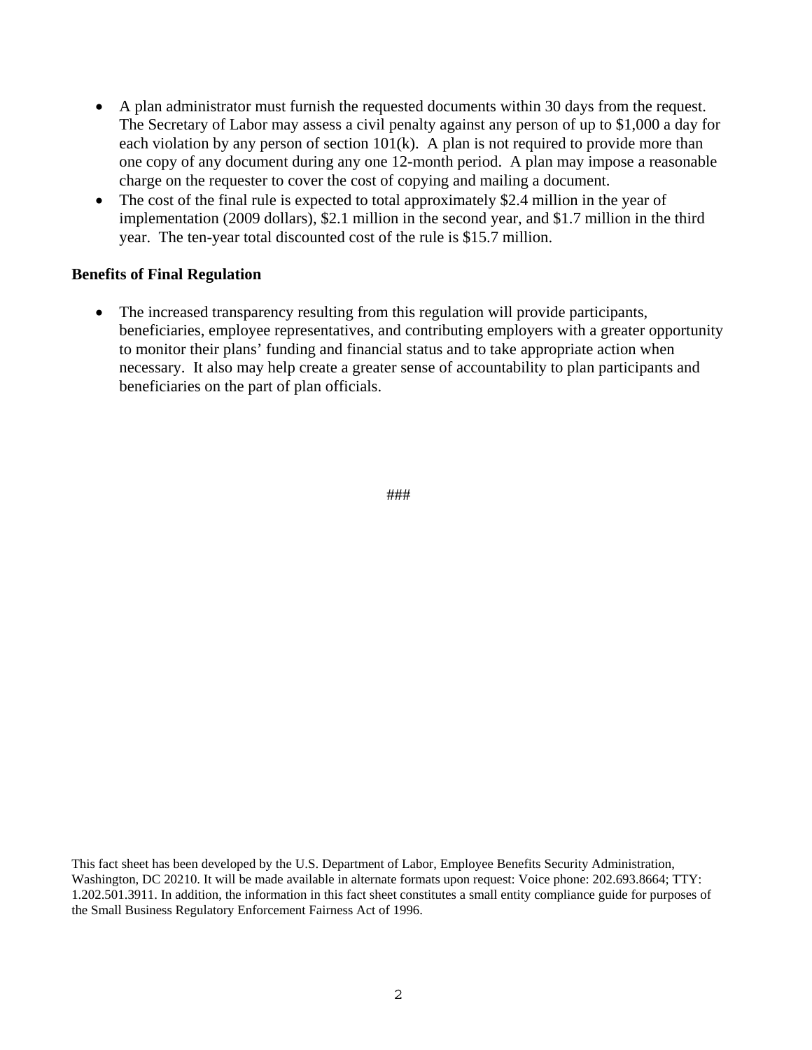- A plan administrator must furnish the requested documents within 30 days from the request. The Secretary of Labor may assess a civil penalty against any person of up to $1,000 a day for each violation by any person of section 101(k). A plan is not required to provide more than one copy of any document during any one 12-month period. A plan may impose a reasonable charge on the requester to cover the cost of copying and mailing a document.
- The cost of the final rule is expected to total approximately $2.4 million in the year of implementation (2009 dollars), $2.1 million in the second year, and $1.7 million in the third year. The ten-year total discounted cost of the rule is $15.7 million.

**Benefits of Final Regulation**

- The increased transparency resulting from this regulation will provide participants, beneficiaries, employee representatives, and contributing employers with a greater opportunity to monitor their plans' funding and financial status and to take appropriate action when necessary. It also may help create a greater sense of accountability to plan participants and beneficiaries on the part of plan officials.

###

This fact sheet has been developed by the U.S. Department of Labor, Employee Benefits Security Administration, Washington, DC 20210. It will be made available in alternate formats upon request: Voice phone: 202.693.8664; TTY: 1.202.501.3911. In addition, the information in this fact sheet constitutes a small entity compliance guide for purposes of the Small Business Regulatory Enforcement Fairness Act of 1996.